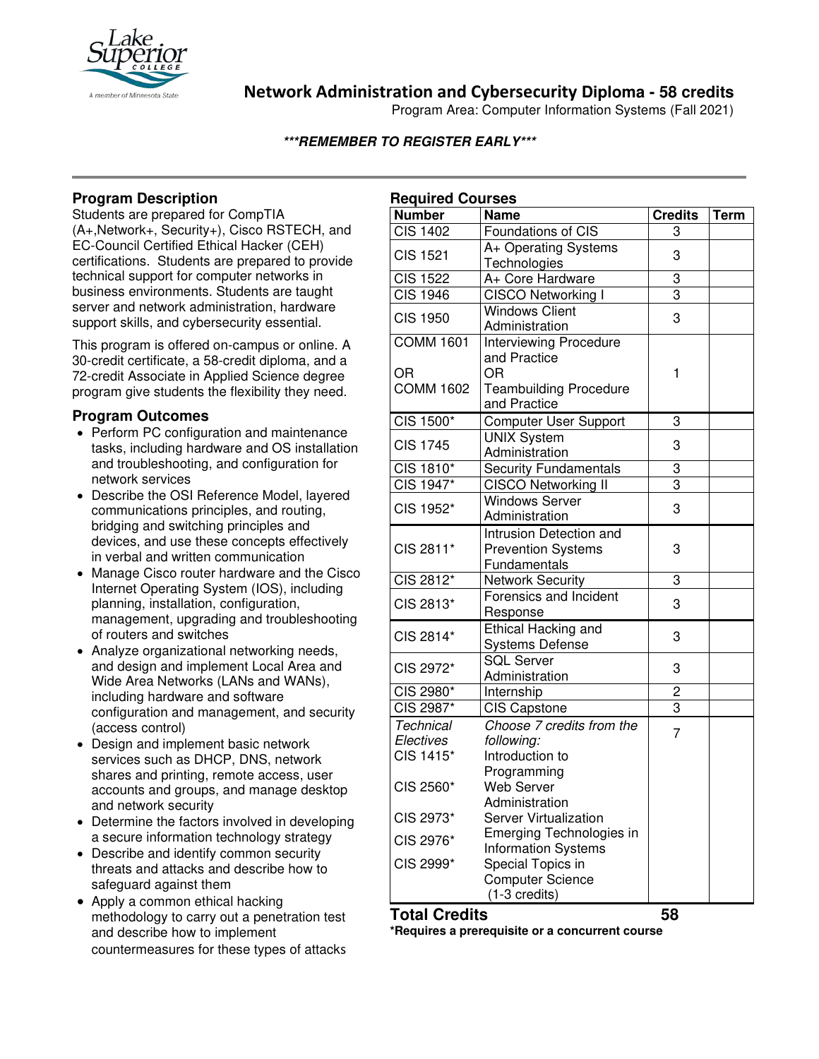# Network Administration and Cybersecurity Diploma - 58 credits

Program Area: Computer Information Systems (Fall 2021)

***REMEMBER TO REGISTER EARLY***

## Program Description

Students are prepared for CompTIA (A+,Network+, Security+), Cisco RSTECH, and EC-Council Certified Ethical Hacker (CEH) certifications. Students are prepared to provide technical support for computer networks in business environments. Students are taught server and network administration, hardware support skills, and cybersecurity essential.

This program is offered on-campus or online. A 30-credit certificate, a 58-credit diploma, and a 72-credit Associate in Applied Science degree program give students the flexibility they need.

## Program Outcomes

- Perform PC configuration and maintenance tasks, including hardware and OS installation and troubleshooting, and configuration for network services
- Describe the OSI Reference Model, layered communications principles, and routing, bridging and switching principles and devices, and use these concepts effectively in verbal and written communication
- Manage Cisco router hardware and the Cisco Internet Operating System (IOS), including planning, installation, configuration, management, upgrading and troubleshooting of routers and switches
- Analyze organizational networking needs, and design and implement Local Area and Wide Area Networks (LANs and WANs), including hardware and software configuration and management, and security (access control)
- Design and implement basic network services such as DHCP, DNS, network shares and printing, remote access, user accounts and groups, and manage desktop and network security
- Determine the factors involved in developing a secure information technology strategy
- Describe and identify common security threats and attacks and describe how to safeguard against them
- Apply a common ethical hacking methodology to carry out a penetration test and describe how to implement countermeasures for these types of attacks

## Required Courses

| Number | Name | Credits | Term |
|---|---|---|---|
| CIS 1402 | Foundations of CIS | 3 | |
| CIS 1521 | A+ Operating Systems Technologies | 3 | |
| CIS 1522 | A+ Core Hardware | 3 | |
| CIS 1946 | CISCO Networking I | 3 | |
| CIS 1950 | Windows Client Administration | 3 | |
| COMM 1601 OR COMM 1602 | Interviewing Procedure and Practice OR Teambuilding Procedure and Practice | 1 | |
| CIS 1500* | Computer User Support | 3 | |
| CIS 1745 | UNIX System Administration | 3 | |
| CIS 1810* | Security Fundamentals | 3 | |
| CIS 1947* | CISCO Networking II | 3 | |
| CIS 1952* | Windows Server Administration | 3 | |
| CIS 2811* | Intrusion Detection and Prevention Systems Fundamentals | 3 | |
| CIS 2812* | Network Security | 3 | |
| CIS 2813* | Forensics and Incident Response | 3 | |
| CIS 2814* | Ethical Hacking and Systems Defense | 3 | |
| CIS 2972* | SQL Server Administration | 3 | |
| CIS 2980* | Internship | 2 | |
| CIS 2987* | CIS Capstone | 3 | |
| *Technical Electives*<br>CIS 1415*<br>CIS 2560*<br>CIS 2973*<br>CIS 2976*<br>CIS 2999* | *Choose 7 credits from the following:*<br>Introduction to Programming<br>Web Server Administration<br>Server Virtualization<br>Emerging Technologies in Information Systems<br>Special Topics in Computer Science (1-3 credits) | 7 | |
| **Total Credits** | | **58** | |

***Requires a prerequisite or a concurrent course**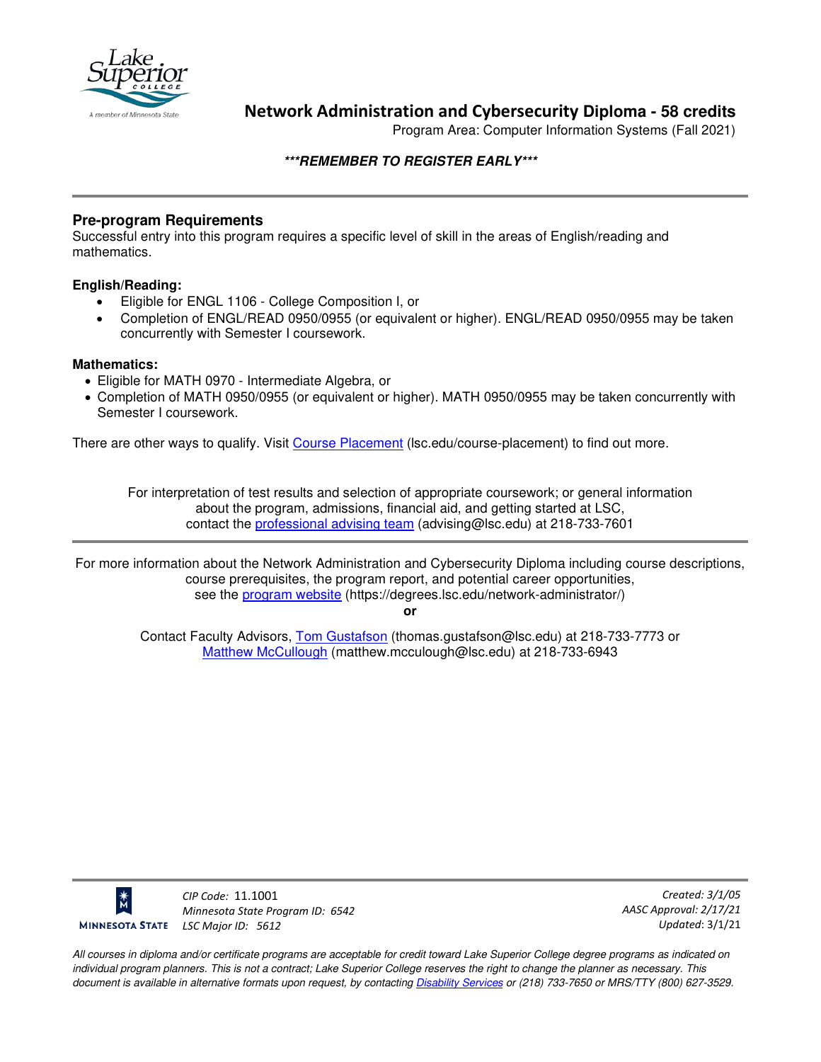# Network Administration and Cybersecurity Diploma - 58 credits

Program Area: Computer Information Systems (Fall 2021)

***\*\*\*REMEMBER TO REGISTER EARLY\*\*\****

## Pre-program Requirements

Successful entry into this program requires a specific level of skill in the areas of English/reading and mathematics.

**English/Reading:**

- Eligible for ENGL 1106 - College Composition I, or
- Completion of ENGL/READ 0950/0955 (or equivalent or higher). ENGL/READ 0950/0955 may be taken concurrently with Semester I coursework.

**Mathematics:**

- Eligible for MATH 0970 - Intermediate Algebra, or
- Completion of MATH 0950/0955 (or equivalent or higher). MATH 0950/0955 may be taken concurrently with Semester I coursework.

There are other ways to qualify. Visit Course Placement (lsc.edu/course-placement) to find out more.

For interpretation of test results and selection of appropriate coursework; or general information about the program, admissions, financial aid, and getting started at LSC, contact the professional advising team (advising@lsc.edu) at 218-733-7601

For more information about the Network Administration and Cybersecurity Diploma including course descriptions, course prerequisites, the program report, and potential career opportunities, see the program website (https://degrees.lsc.edu/network-administrator/)

**or**

Contact Faculty Advisors, Tom Gustafson (thomas.gustafson@lsc.edu) at 218-733-7773 or Matthew McCullough (matthew.mcculough@lsc.edu) at 218-733-6943

*CIP Code:* 11.1001
*Minnesota State Program ID: 6542*
*LSC Major ID: 5612*

*Created: 3/1/05*
*AASC Approval: 2/17/21*
*Updated:* 3/1/21

*All courses in diploma and/or certificate programs are acceptable for credit toward Lake Superior College degree programs as indicated on individual program planners. This is not a contract; Lake Superior College reserves the right to change the planner as necessary. This document is available in alternative formats upon request, by contacting Disability Services or (218) 733-7650 or MRS/TTY (800) 627-3529.*